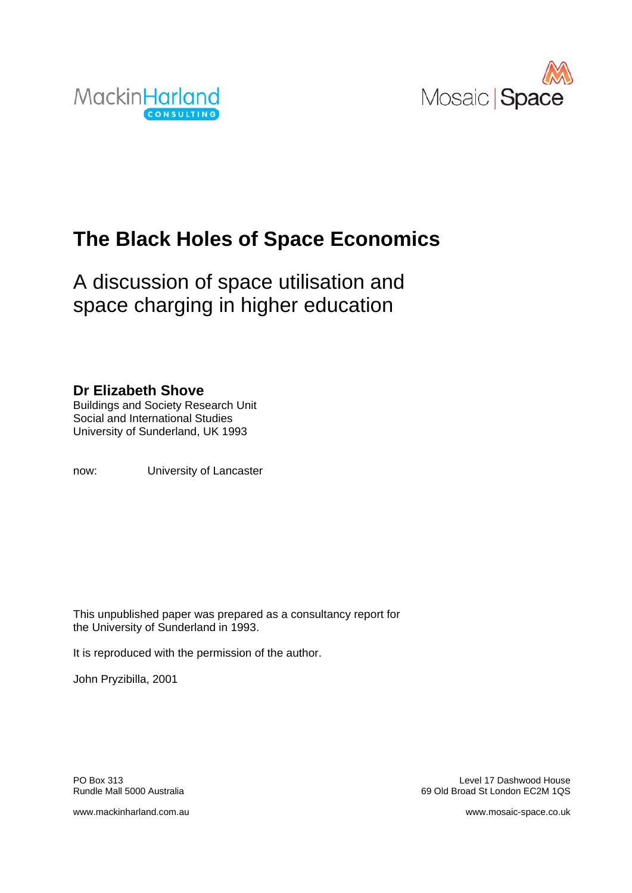MackinHarland CONSULTING

Mosaic | Space

# The Black Holes of Space Economics

## A discussion of space utilisation and space charging in higher education

**Dr Elizabeth Shove**
Buildings and Society Research Unit
Social and International Studies
University of Sunderland, UK 1993

now: University of Lancaster

This unpublished paper was prepared as a consultancy report for the University of Sunderland in 1993.

It is reproduced with the permission of the author.

John Pryzibilla, 2001

PO Box 313
Rundle Mall 5000 Australia

www.mackinharland.com.au

Level 17 Dashwood House
69 Old Broad St London EC2M 1QS

www.mosaic-space.co.uk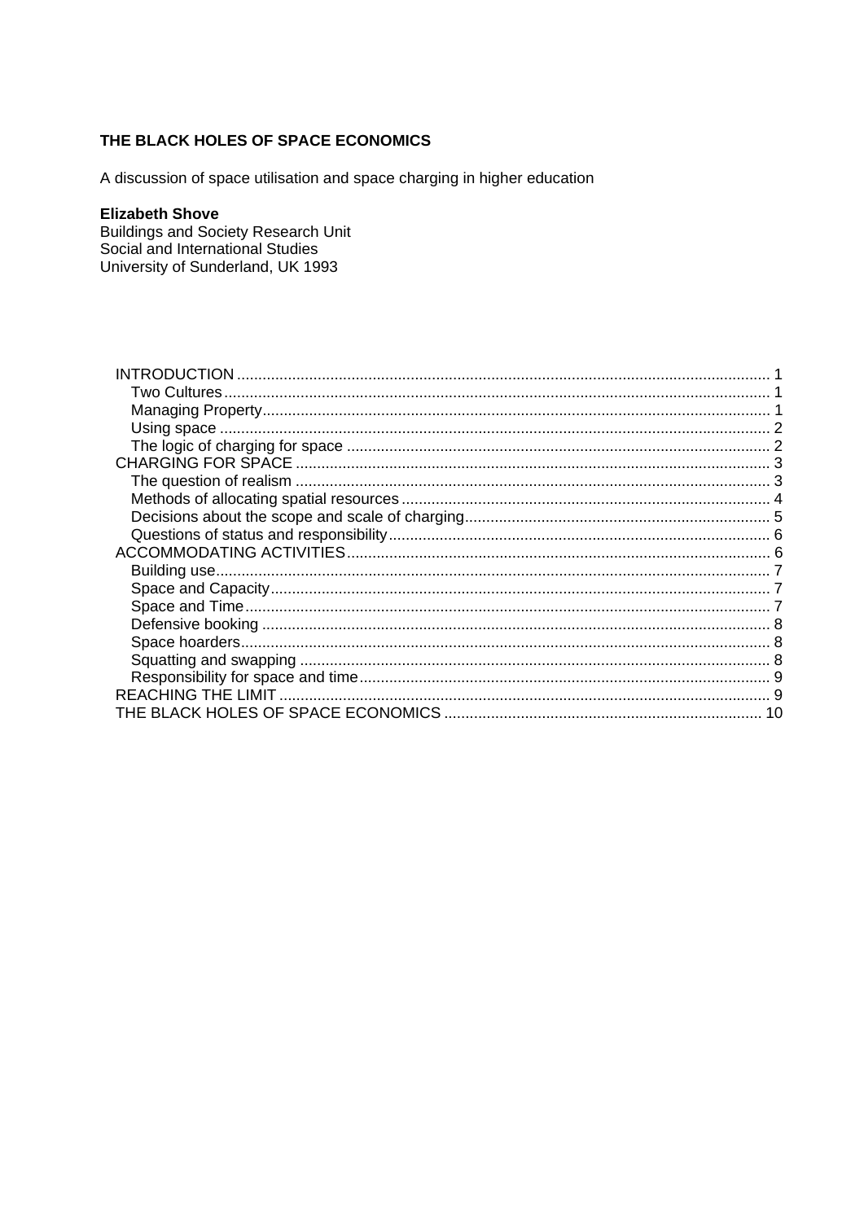**THE BLACK HOLES OF SPACE ECONOMICS**

A discussion of space utilisation and space charging in higher education

**Elizabeth Shove**
Buildings and Society Research Unit
Social and International Studies
University of Sunderland, UK 1993

- INTRODUCTION ..... 1
  - Two Cultures ..... 1
  - Managing Property ..... 1
  - Using space ..... 2
  - The logic of charging for space ..... 2
- CHARGING FOR SPACE ..... 3
  - The question of realism ..... 3
  - Methods of allocating spatial resources ..... 4
  - Decisions about the scope and scale of charging ..... 5
  - Questions of status and responsibility ..... 6
- ACCOMMODATING ACTIVITIES ..... 6
  - Building use ..... 7
  - Space and Capacity ..... 7
  - Space and Time ..... 7
  - Defensive booking ..... 8
  - Space hoarders ..... 8
  - Squatting and swapping ..... 8
  - Responsibility for space and time ..... 9
- REACHING THE LIMIT ..... 9
- THE BLACK HOLES OF SPACE ECONOMICS ..... 10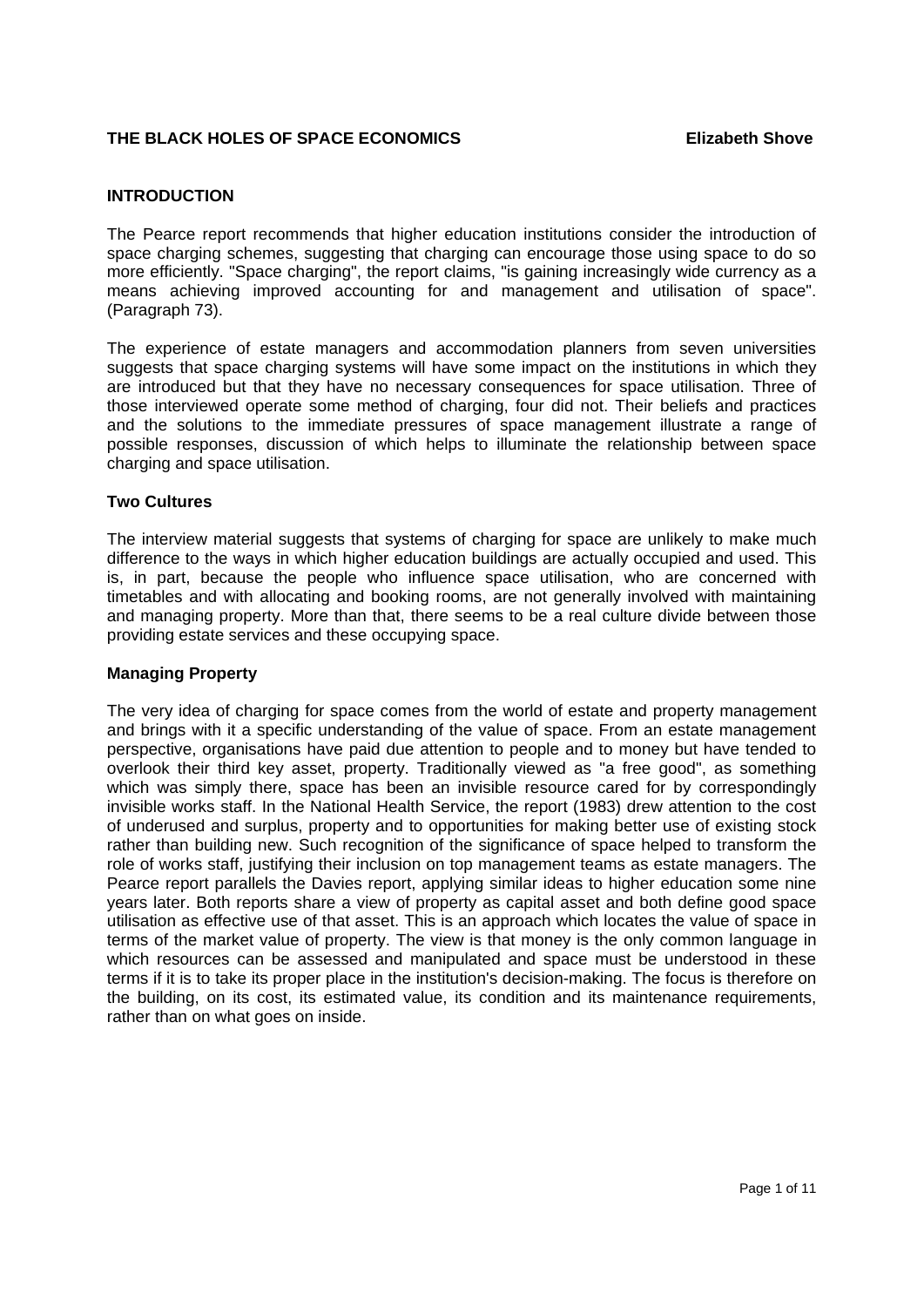**THE BLACK HOLES OF SPACE ECONOMICS** **Elizabeth Shove**

## INTRODUCTION

The Pearce report recommends that higher education institutions consider the introduction of space charging schemes, suggesting that charging can encourage those using space to do so more efficiently. "Space charging", the report claims, "is gaining increasingly wide currency as a means achieving improved accounting for and management and utilisation of space". (Paragraph 73).

The experience of estate managers and accommodation planners from seven universities suggests that space charging systems will have some impact on the institutions in which they are introduced but that they have no necessary consequences for space utilisation. Three of those interviewed operate some method of charging, four did not. Their beliefs and practices and the solutions to the immediate pressures of space management illustrate a range of possible responses, discussion of which helps to illuminate the relationship between space charging and space utilisation.

### Two Cultures

The interview material suggests that systems of charging for space are unlikely to make much difference to the ways in which higher education buildings are actually occupied and used. This is, in part, because the people who influence space utilisation, who are concerned with timetables and with allocating and booking rooms, are not generally involved with maintaining and managing property. More than that, there seems to be a real culture divide between those providing estate services and these occupying space.

### Managing Property

The very idea of charging for space comes from the world of estate and property management and brings with it a specific understanding of the value of space. From an estate management perspective, organisations have paid due attention to people and to money but have tended to overlook their third key asset, property. Traditionally viewed as "a free good", as something which was simply there, space has been an invisible resource cared for by correspondingly invisible works staff. In the National Health Service, the report (1983) drew attention to the cost of underused and surplus, property and to opportunities for making better use of existing stock rather than building new. Such recognition of the significance of space helped to transform the role of works staff, justifying their inclusion on top management teams as estate managers. The Pearce report parallels the Davies report, applying similar ideas to higher education some nine years later. Both reports share a view of property as capital asset and both define good space utilisation as effective use of that asset. This is an approach which locates the value of space in terms of the market value of property. The view is that money is the only common language in which resources can be assessed and manipulated and space must be understood in these terms if it is to take its proper place in the institution's decision-making. The focus is therefore on the building, on its cost, its estimated value, its condition and its maintenance requirements, rather than on what goes on inside.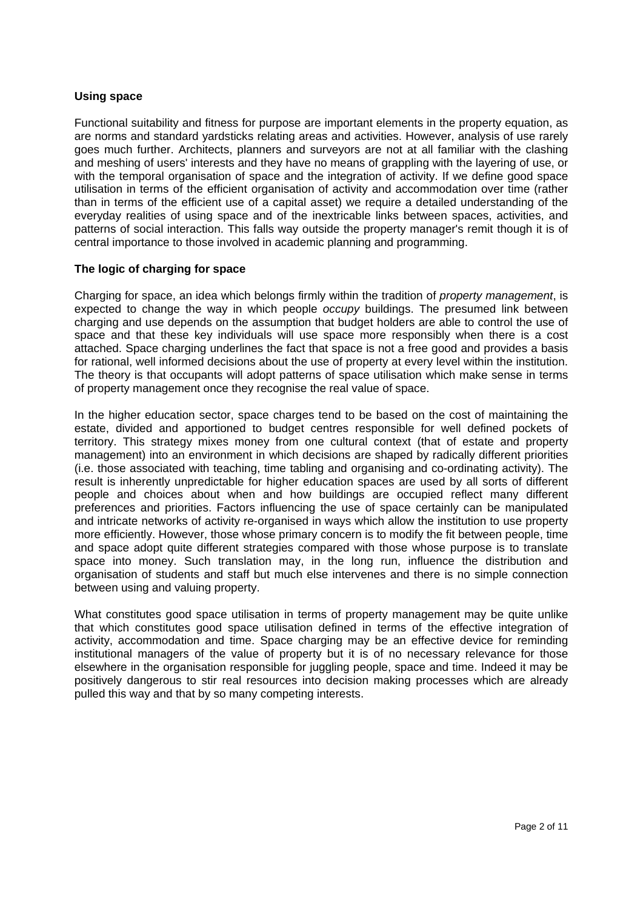## Using space

Functional suitability and fitness for purpose are important elements in the property equation, as are norms and standard yardsticks relating areas and activities. However, analysis of use rarely goes much further. Architects, planners and surveyors are not at all familiar with the clashing and meshing of users' interests and they have no means of grappling with the layering of use, or with the temporal organisation of space and the integration of activity. If we define good space utilisation in terms of the efficient organisation of activity and accommodation over time (rather than in terms of the efficient use of a capital asset) we require a detailed understanding of the everyday realities of using space and of the inextricable links between spaces, activities, and patterns of social interaction. This falls way outside the property manager's remit though it is of central importance to those involved in academic planning and programming.

## The logic of charging for space

Charging for space, an idea which belongs firmly within the tradition of *property management*, is expected to change the way in which people *occupy* buildings. The presumed link between charging and use depends on the assumption that budget holders are able to control the use of space and that these key individuals will use space more responsibly when there is a cost attached. Space charging underlines the fact that space is not a free good and provides a basis for rational, well informed decisions about the use of property at every level within the institution. The theory is that occupants will adopt patterns of space utilisation which make sense in terms of property management once they recognise the real value of space.

In the higher education sector, space charges tend to be based on the cost of maintaining the estate, divided and apportioned to budget centres responsible for well defined pockets of territory. This strategy mixes money from one cultural context (that of estate and property management) into an environment in which decisions are shaped by radically different priorities (i.e. those associated with teaching, time tabling and organising and co-ordinating activity). The result is inherently unpredictable for higher education spaces are used by all sorts of different people and choices about when and how buildings are occupied reflect many different preferences and priorities. Factors influencing the use of space certainly can be manipulated and intricate networks of activity re-organised in ways which allow the institution to use property more efficiently. However, those whose primary concern is to modify the fit between people, time and space adopt quite different strategies compared with those whose purpose is to translate space into money. Such translation may, in the long run, influence the distribution and organisation of students and staff but much else intervenes and there is no simple connection between using and valuing property.

What constitutes good space utilisation in terms of property management may be quite unlike that which constitutes good space utilisation defined in terms of the effective integration of activity, accommodation and time. Space charging may be an effective device for reminding institutional managers of the value of property but it is of no necessary relevance for those elsewhere in the organisation responsible for juggling people, space and time. Indeed it may be positively dangerous to stir real resources into decision making processes which are already pulled this way and that by so many competing interests.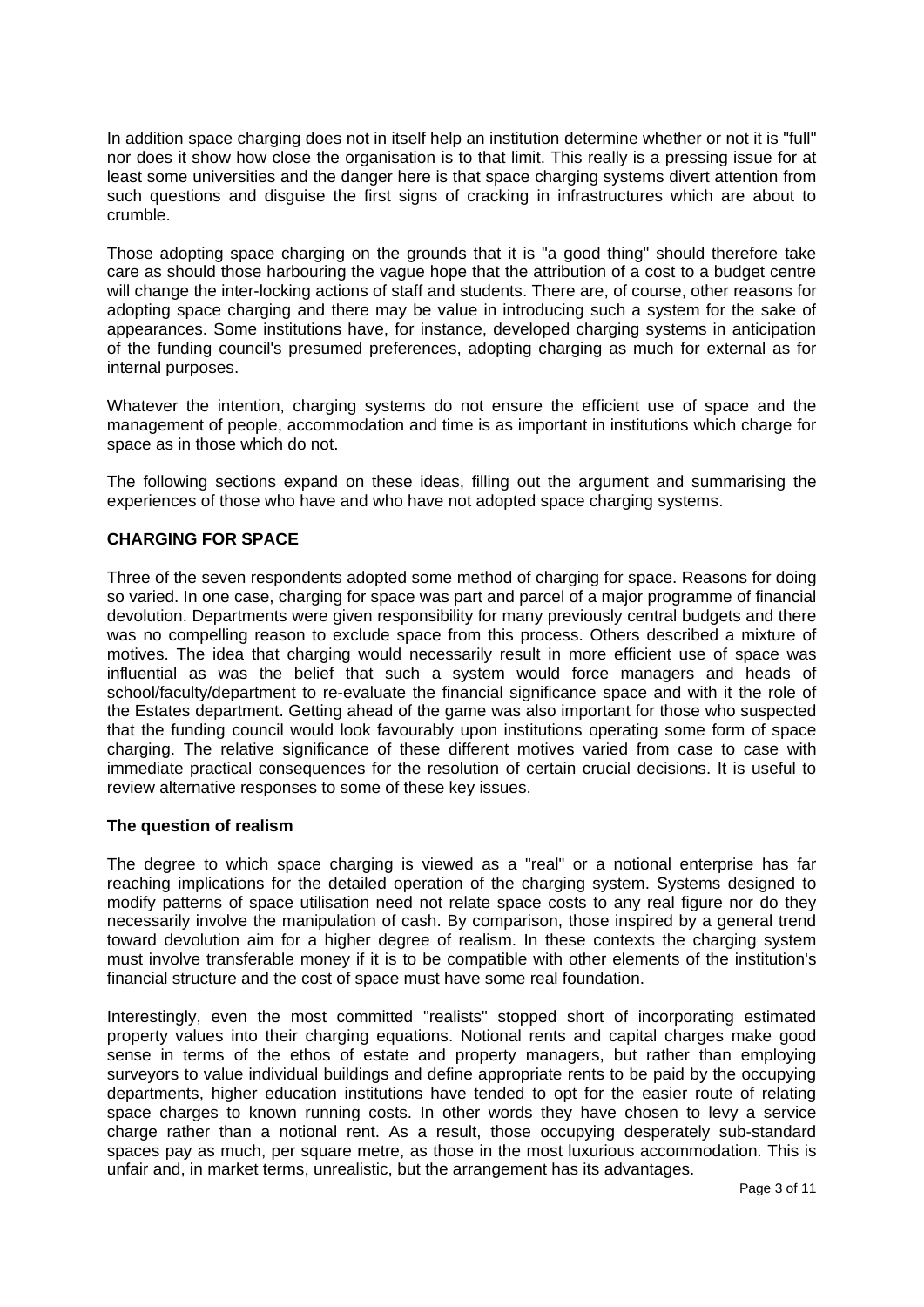In addition space charging does not in itself help an institution determine whether or not it is "full" nor does it show how close the organisation is to that limit. This really is a pressing issue for at least some universities and the danger here is that space charging systems divert attention from such questions and disguise the first signs of cracking in infrastructures which are about to crumble.

Those adopting space charging on the grounds that it is "a good thing" should therefore take care as should those harbouring the vague hope that the attribution of a cost to a budget centre will change the inter-locking actions of staff and students. There are, of course, other reasons for adopting space charging and there may be value in introducing such a system for the sake of appearances. Some institutions have, for instance, developed charging systems in anticipation of the funding council's presumed preferences, adopting charging as much for external as for internal purposes.

Whatever the intention, charging systems do not ensure the efficient use of space and the management of people, accommodation and time is as important in institutions which charge for space as in those which do not.

The following sections expand on these ideas, filling out the argument and summarising the experiences of those who have and who have not adopted space charging systems.

## CHARGING FOR SPACE

Three of the seven respondents adopted some method of charging for space. Reasons for doing so varied. In one case, charging for space was part and parcel of a major programme of financial devolution. Departments were given responsibility for many previously central budgets and there was no compelling reason to exclude space from this process. Others described a mixture of motives. The idea that charging would necessarily result in more efficient use of space was influential as was the belief that such a system would force managers and heads of school/faculty/department to re-evaluate the financial significance space and with it the role of the Estates department. Getting ahead of the game was also important for those who suspected that the funding council would look favourably upon institutions operating some form of space charging. The relative significance of these different motives varied from case to case with immediate practical consequences for the resolution of certain crucial decisions. It is useful to review alternative responses to some of these key issues.

### The question of realism

The degree to which space charging is viewed as a "real" or a notional enterprise has far reaching implications for the detailed operation of the charging system. Systems designed to modify patterns of space utilisation need not relate space costs to any real figure nor do they necessarily involve the manipulation of cash. By comparison, those inspired by a general trend toward devolution aim for a higher degree of realism. In these contexts the charging system must involve transferable money if it is to be compatible with other elements of the institution's financial structure and the cost of space must have some real foundation.

Interestingly, even the most committed "realists" stopped short of incorporating estimated property values into their charging equations. Notional rents and capital charges make good sense in terms of the ethos of estate and property managers, but rather than employing surveyors to value individual buildings and define appropriate rents to be paid by the occupying departments, higher education institutions have tended to opt for the easier route of relating space charges to known running costs. In other words they have chosen to levy a service charge rather than a notional rent. As a result, those occupying desperately sub-standard spaces pay as much, per square metre, as those in the most luxurious accommodation. This is unfair and, in market terms, unrealistic, but the arrangement has its advantages.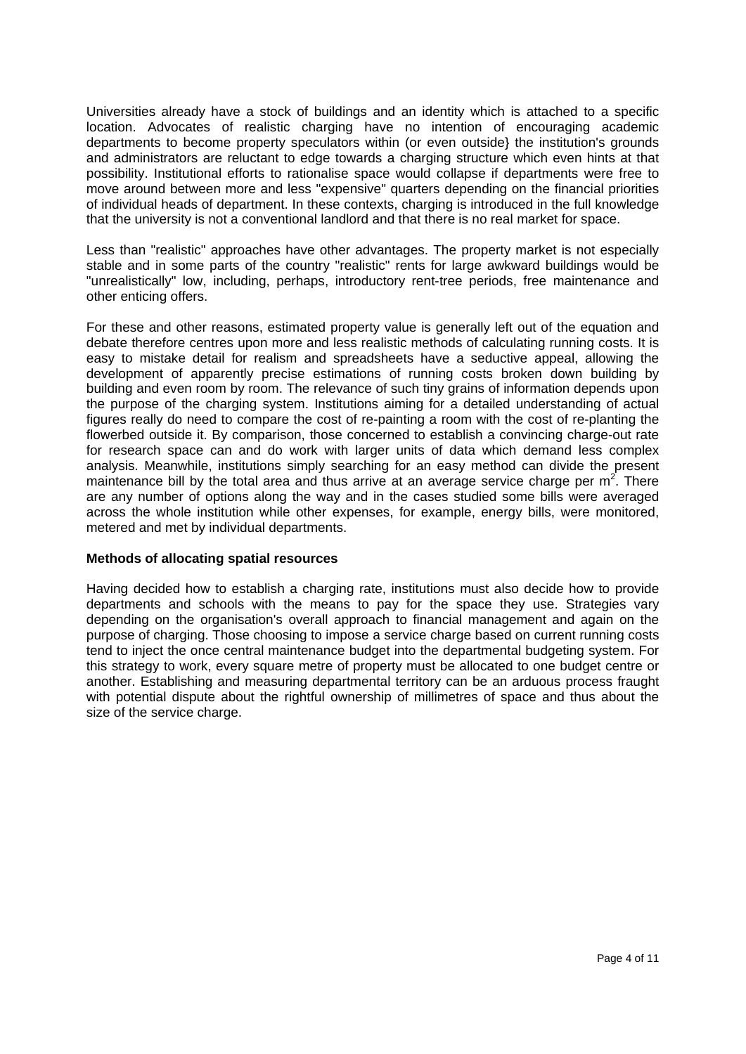Universities already have a stock of buildings and an identity which is attached to a specific location. Advocates of realistic charging have no intention of encouraging academic departments to become property speculators within (or even outside} the institution's grounds and administrators are reluctant to edge towards a charging structure which even hints at that possibility. Institutional efforts to rationalise space would collapse if departments were free to move around between more and less "expensive" quarters depending on the financial priorities of individual heads of department. In these contexts, charging is introduced in the full knowledge that the university is not a conventional landlord and that there is no real market for space.

Less than "realistic" approaches have other advantages. The property market is not especially stable and in some parts of the country "realistic" rents for large awkward buildings would be "unrealistically" low, including, perhaps, introductory rent-tree periods, free maintenance and other enticing offers.

For these and other reasons, estimated property value is generally left out of the equation and debate therefore centres upon more and less realistic methods of calculating running costs. It is easy to mistake detail for realism and spreadsheets have a seductive appeal, allowing the development of apparently precise estimations of running costs broken down building by building and even room by room. The relevance of such tiny grains of information depends upon the purpose of the charging system. Institutions aiming for a detailed understanding of actual figures really do need to compare the cost of re-painting a room with the cost of re-planting the flowerbed outside it. By comparison, those concerned to establish a convincing charge-out rate for research space can and do work with larger units of data which demand less complex analysis. Meanwhile, institutions simply searching for an easy method can divide the present maintenance bill by the total area and thus arrive at an average service charge per $m^2$. There are any number of options along the way and in the cases studied some bills were averaged across the whole institution while other expenses, for example, energy bills, were monitored, metered and met by individual departments.

**Methods of allocating spatial resources**

Having decided how to establish a charging rate, institutions must also decide how to provide departments and schools with the means to pay for the space they use. Strategies vary depending on the organisation's overall approach to financial management and again on the purpose of charging. Those choosing to impose a service charge based on current running costs tend to inject the once central maintenance budget into the departmental budgeting system. For this strategy to work, every square metre of property must be allocated to one budget centre or another. Establishing and measuring departmental territory can be an arduous process fraught with potential dispute about the rightful ownership of millimetres of space and thus about the size of the service charge.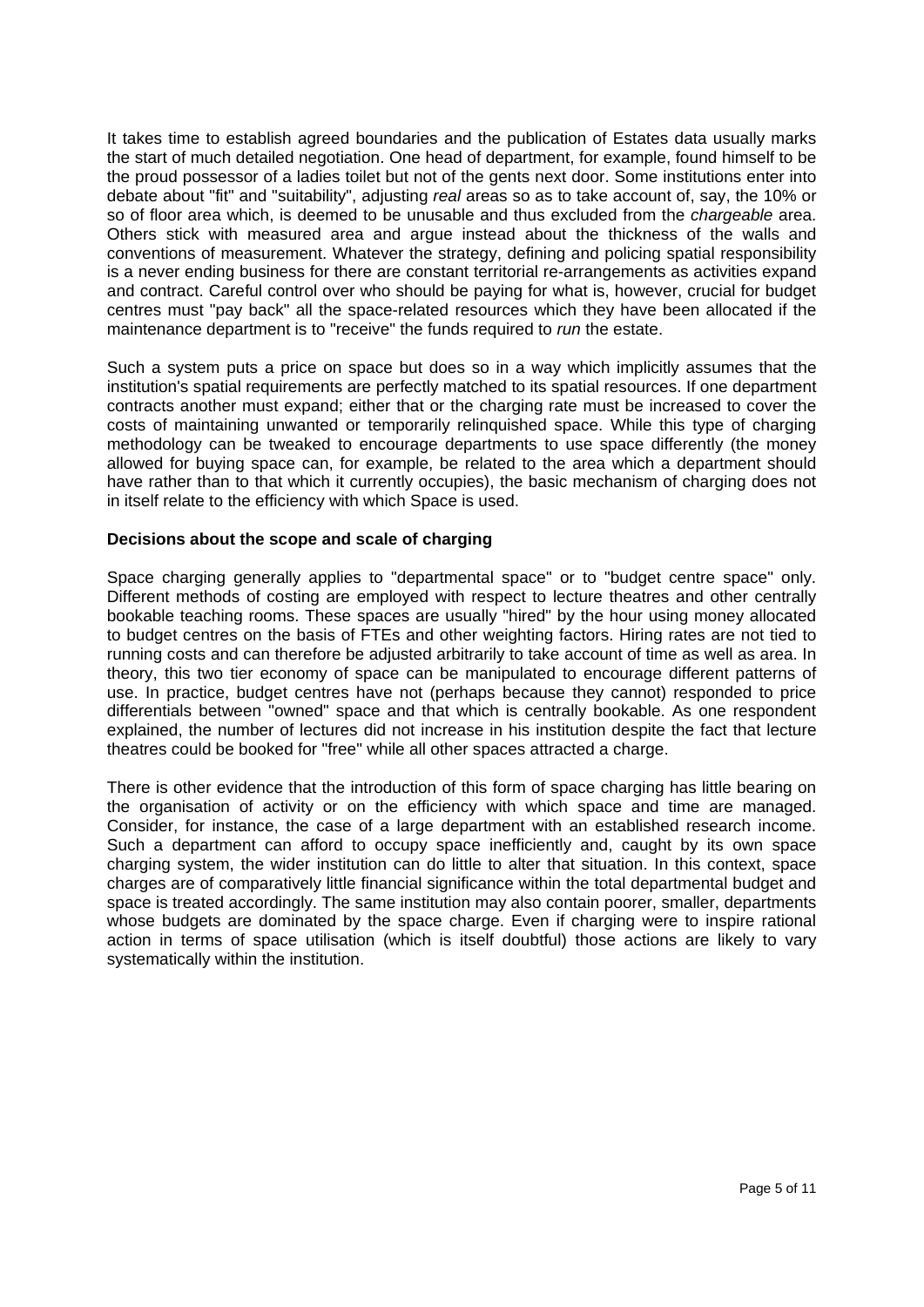It takes time to establish agreed boundaries and the publication of Estates data usually marks the start of much detailed negotiation. One head of department, for example, found himself to be the proud possessor of a ladies toilet but not of the gents next door. Some institutions enter into debate about "fit" and "suitability", adjusting *real* areas so as to take account of, say, the 10% or so of floor area which, is deemed to be unusable and thus excluded from the *chargeable* area. Others stick with measured area and argue instead about the thickness of the walls and conventions of measurement. Whatever the strategy, defining and policing spatial responsibility is a never ending business for there are constant territorial re-arrangements as activities expand and contract. Careful control over who should be paying for what is, however, crucial for budget centres must "pay back" all the space-related resources which they have been allocated if the maintenance department is to "receive" the funds required to *run* the estate.

Such a system puts a price on space but does so in a way which implicitly assumes that the institution's spatial requirements are perfectly matched to its spatial resources. If one department contracts another must expand; either that or the charging rate must be increased to cover the costs of maintaining unwanted or temporarily relinquished space. While this type of charging methodology can be tweaked to encourage departments to use space differently (the money allowed for buying space can, for example, be related to the area which a department should have rather than to that which it currently occupies), the basic mechanism of charging does not in itself relate to the efficiency with which Space is used.

**Decisions about the scope and scale of charging**

Space charging generally applies to "departmental space" or to "budget centre space" only. Different methods of costing are employed with respect to lecture theatres and other centrally bookable teaching rooms. These spaces are usually "hired" by the hour using money allocated to budget centres on the basis of FTEs and other weighting factors. Hiring rates are not tied to running costs and can therefore be adjusted arbitrarily to take account of time as well as area. In theory, this two tier economy of space can be manipulated to encourage different patterns of use. In practice, budget centres have not (perhaps because they cannot) responded to price differentials between "owned" space and that which is centrally bookable. As one respondent explained, the number of lectures did not increase in his institution despite the fact that lecture theatres could be booked for "free" while all other spaces attracted a charge.

There is other evidence that the introduction of this form of space charging has little bearing on the organisation of activity or on the efficiency with which space and time are managed. Consider, for instance, the case of a large department with an established research income. Such a department can afford to occupy space inefficiently and, caught by its own space charging system, the wider institution can do little to alter that situation. In this context, space charges are of comparatively little financial significance within the total departmental budget and space is treated accordingly. The same institution may also contain poorer, smaller, departments whose budgets are dominated by the space charge. Even if charging were to inspire rational action in terms of space utilisation (which is itself doubtful) those actions are likely to vary systematically within the institution.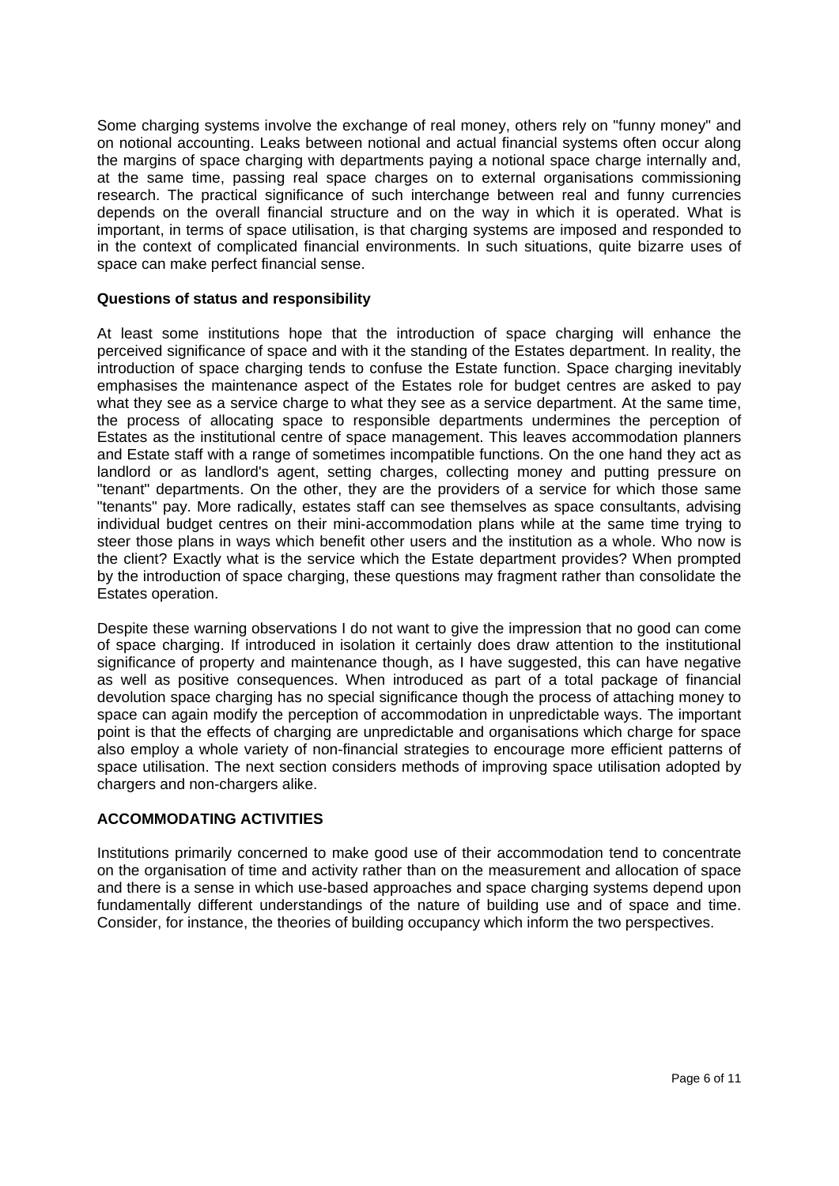Some charging systems involve the exchange of real money, others rely on "funny money" and on notional accounting. Leaks between notional and actual financial systems often occur along the margins of space charging with departments paying a notional space charge internally and, at the same time, passing real space charges on to external organisations commissioning research. The practical significance of such interchange between real and funny currencies depends on the overall financial structure and on the way in which it is operated. What is important, in terms of space utilisation, is that charging systems are imposed and responded to in the context of complicated financial environments. In such situations, quite bizarre uses of space can make perfect financial sense.

### Questions of status and responsibility

At least some institutions hope that the introduction of space charging will enhance the perceived significance of space and with it the standing of the Estates department. In reality, the introduction of space charging tends to confuse the Estate function. Space charging inevitably emphasises the maintenance aspect of the Estates role for budget centres are asked to pay what they see as a service charge to what they see as a service department. At the same time, the process of allocating space to responsible departments undermines the perception of Estates as the institutional centre of space management. This leaves accommodation planners and Estate staff with a range of sometimes incompatible functions. On the one hand they act as landlord or as landlord's agent, setting charges, collecting money and putting pressure on "tenant" departments. On the other, they are the providers of a service for which those same "tenants" pay. More radically, estates staff can see themselves as space consultants, advising individual budget centres on their mini-accommodation plans while at the same time trying to steer those plans in ways which benefit other users and the institution as a whole. Who now is the client? Exactly what is the service which the Estate department provides? When prompted by the introduction of space charging, these questions may fragment rather than consolidate the Estates operation.

Despite these warning observations I do not want to give the impression that no good can come of space charging. If introduced in isolation it certainly does draw attention to the institutional significance of property and maintenance though, as I have suggested, this can have negative as well as positive consequences. When introduced as part of a total package of financial devolution space charging has no special significance though the process of attaching money to space can again modify the perception of accommodation in unpredictable ways. The important point is that the effects of charging are unpredictable and organisations which charge for space also employ a whole variety of non-financial strategies to encourage more efficient patterns of space utilisation. The next section considers methods of improving space utilisation adopted by chargers and non-chargers alike.

## ACCOMMODATING ACTIVITIES

Institutions primarily concerned to make good use of their accommodation tend to concentrate on the organisation of time and activity rather than on the measurement and allocation of space and there is a sense in which use-based approaches and space charging systems depend upon fundamentally different understandings of the nature of building use and of space and time. Consider, for instance, the theories of building occupancy which inform the two perspectives.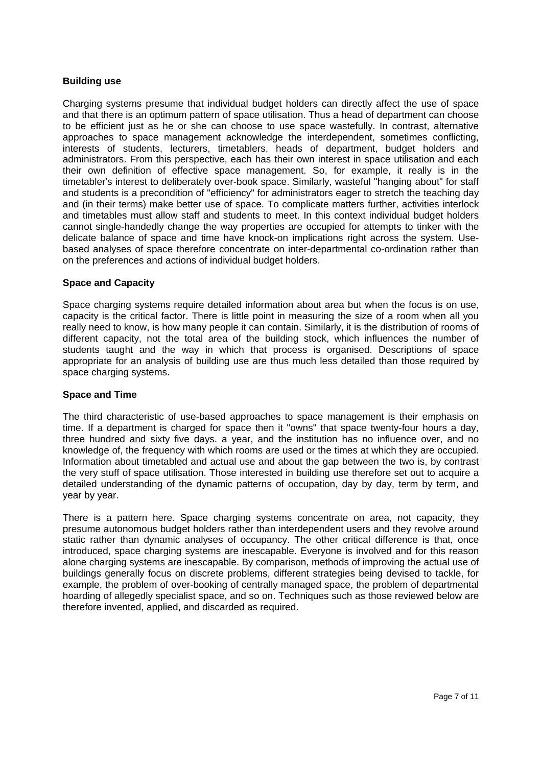### Building use

Charging systems presume that individual budget holders can directly affect the use of space and that there is an optimum pattern of space utilisation. Thus a head of department can choose to be efficient just as he or she can choose to use space wastefully. In contrast, alternative approaches to space management acknowledge the interdependent, sometimes conflicting, interests of students, lecturers, timetablers, heads of department, budget holders and administrators. From this perspective, each has their own interest in space utilisation and each their own definition of effective space management. So, for example, it really is in the timetabler's interest to deliberately over-book space. Similarly, wasteful "hanging about" for staff and students is a precondition of "efficiency" for administrators eager to stretch the teaching day and (in their terms) make better use of space. To complicate matters further, activities interlock and timetables must allow staff and students to meet. In this context individual budget holders cannot single-handedly change the way properties are occupied for attempts to tinker with the delicate balance of space and time have knock-on implications right across the system. Use-based analyses of space therefore concentrate on inter-departmental co-ordination rather than on the preferences and actions of individual budget holders.

### Space and Capacity

Space charging systems require detailed information about area but when the focus is on use, capacity is the critical factor. There is little point in measuring the size of a room when all you really need to know, is how many people it can contain. Similarly, it is the distribution of rooms of different capacity, not the total area of the building stock, which influences the number of students taught and the way in which that process is organised. Descriptions of space appropriate for an analysis of building use are thus much less detailed than those required by space charging systems.

### Space and Time

The third characteristic of use-based approaches to space management is their emphasis on time. If a department is charged for space then it "owns" that space twenty-four hours a day, three hundred and sixty five days. a year, and the institution has no influence over, and no knowledge of, the frequency with which rooms are used or the times at which they are occupied. Information about timetabled and actual use and about the gap between the two is, by contrast the very stuff of space utilisation. Those interested in building use therefore set out to acquire a detailed understanding of the dynamic patterns of occupation, day by day, term by term, and year by year.

There is a pattern here. Space charging systems concentrate on area, not capacity, they presume autonomous budget holders rather than interdependent users and they revolve around static rather than dynamic analyses of occupancy. The other critical difference is that, once introduced, space charging systems are inescapable. Everyone is involved and for this reason alone charging systems are inescapable. By comparison, methods of improving the actual use of buildings generally focus on discrete problems, different strategies being devised to tackle, for example, the problem of over-booking of centrally managed space, the problem of departmental hoarding of allegedly specialist space, and so on. Techniques such as those reviewed below are therefore invented, applied, and discarded as required.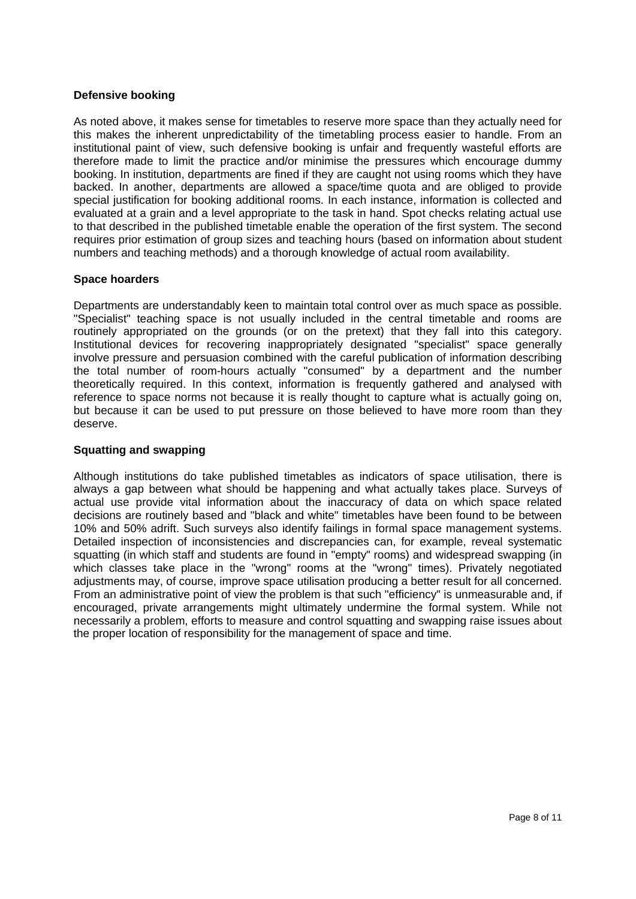### Defensive booking

As noted above, it makes sense for timetables to reserve more space than they actually need for this makes the inherent unpredictability of the timetabling process easier to handle. From an institutional paint of view, such defensive booking is unfair and frequently wasteful efforts are therefore made to limit the practice and/or minimise the pressures which encourage dummy booking. In institution, departments are fined if they are caught not using rooms which they have backed. In another, departments are allowed a space/time quota and are obliged to provide special justification for booking additional rooms. In each instance, information is collected and evaluated at a grain and a level appropriate to the task in hand. Spot checks relating actual use to that described in the published timetable enable the operation of the first system. The second requires prior estimation of group sizes and teaching hours (based on information about student numbers and teaching methods) and a thorough knowledge of actual room availability.

### Space hoarders

Departments are understandably keen to maintain total control over as much space as possible. "Specialist" teaching space is not usually included in the central timetable and rooms are routinely appropriated on the grounds (or on the pretext) that they fall into this category. Institutional devices for recovering inappropriately designated "specialist" space generally involve pressure and persuasion combined with the careful publication of information describing the total number of room-hours actually "consumed" by a department and the number theoretically required. In this context, information is frequently gathered and analysed with reference to space norms not because it is really thought to capture what is actually going on, but because it can be used to put pressure on those believed to have more room than they deserve.

### Squatting and swapping

Although institutions do take published timetables as indicators of space utilisation, there is always a gap between what should be happening and what actually takes place. Surveys of actual use provide vital information about the inaccuracy of data on which space related decisions are routinely based and "black and white" timetables have been found to be between 10% and 50% adrift. Such surveys also identify failings in formal space management systems. Detailed inspection of inconsistencies and discrepancies can, for example, reveal systematic squatting (in which staff and students are found in "empty" rooms) and widespread swapping (in which classes take place in the "wrong" rooms at the "wrong" times). Privately negotiated adjustments may, of course, improve space utilisation producing a better result for all concerned. From an administrative point of view the problem is that such "efficiency" is unmeasurable and, if encouraged, private arrangements might ultimately undermine the formal system. While not necessarily a problem, efforts to measure and control squatting and swapping raise issues about the proper location of responsibility for the management of space and time.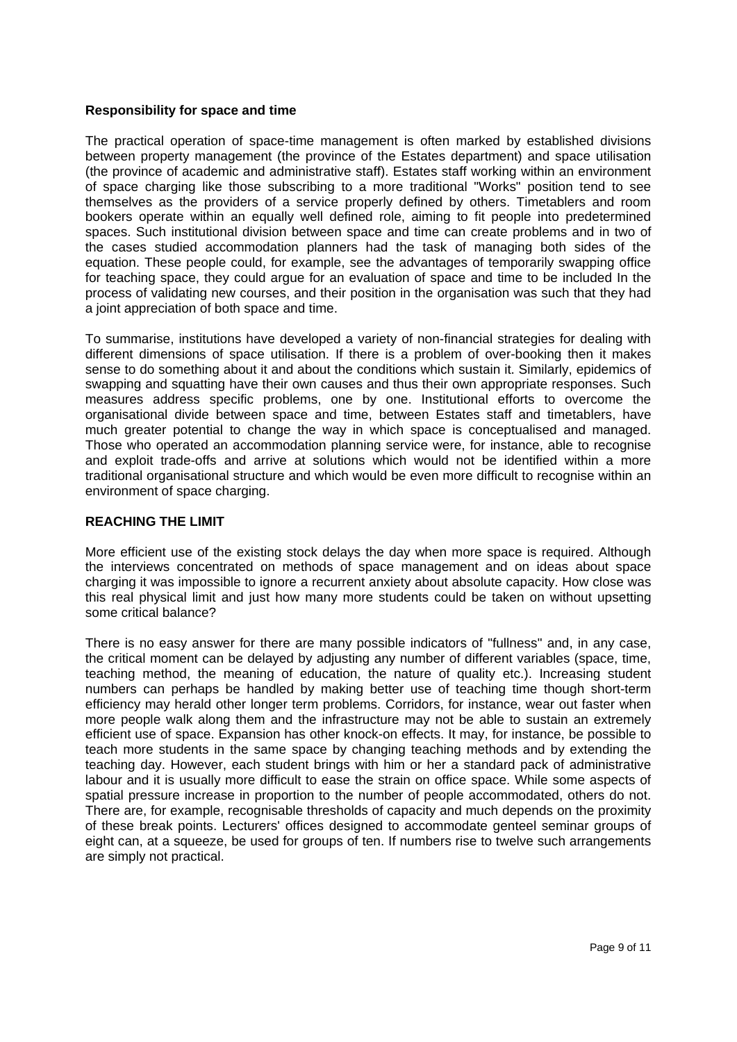### Responsibility for space and time

The practical operation of space-time management is often marked by established divisions between property management (the province of the Estates department) and space utilisation (the province of academic and administrative staff). Estates staff working within an environment of space charging like those subscribing to a more traditional "Works" position tend to see themselves as the providers of a service properly defined by others. Timetablers and room bookers operate within an equally well defined role, aiming to fit people into predetermined spaces. Such institutional division between space and time can create problems and in two of the cases studied accommodation planners had the task of managing both sides of the equation. These people could, for example, see the advantages of temporarily swapping office for teaching space, they could argue for an evaluation of space and time to be included In the process of validating new courses, and their position in the organisation was such that they had a joint appreciation of both space and time.

To summarise, institutions have developed a variety of non-financial strategies for dealing with different dimensions of space utilisation. If there is a problem of over-booking then it makes sense to do something about it and about the conditions which sustain it. Similarly, epidemics of swapping and squatting have their own causes and thus their own appropriate responses. Such measures address specific problems, one by one. Institutional efforts to overcome the organisational divide between space and time, between Estates staff and timetablers, have much greater potential to change the way in which space is conceptualised and managed. Those who operated an accommodation planning service were, for instance, able to recognise and exploit trade-offs and arrive at solutions which would not be identified within a more traditional organisational structure and which would be even more difficult to recognise within an environment of space charging.

## REACHING THE LIMIT

More efficient use of the existing stock delays the day when more space is required. Although the interviews concentrated on methods of space management and on ideas about space charging it was impossible to ignore a recurrent anxiety about absolute capacity. How close was this real physical limit and just how many more students could be taken on without upsetting some critical balance?

There is no easy answer for there are many possible indicators of "fullness" and, in any case, the critical moment can be delayed by adjusting any number of different variables (space, time, teaching method, the meaning of education, the nature of quality etc.). Increasing student numbers can perhaps be handled by making better use of teaching time though short-term efficiency may herald other longer term problems. Corridors, for instance, wear out faster when more people walk along them and the infrastructure may not be able to sustain an extremely efficient use of space. Expansion has other knock-on effects. It may, for instance, be possible to teach more students in the same space by changing teaching methods and by extending the teaching day. However, each student brings with him or her a standard pack of administrative labour and it is usually more difficult to ease the strain on office space. While some aspects of spatial pressure increase in proportion to the number of people accommodated, others do not. There are, for example, recognisable thresholds of capacity and much depends on the proximity of these break points. Lecturers' offices designed to accommodate genteel seminar groups of eight can, at a squeeze, be used for groups of ten. If numbers rise to twelve such arrangements are simply not practical.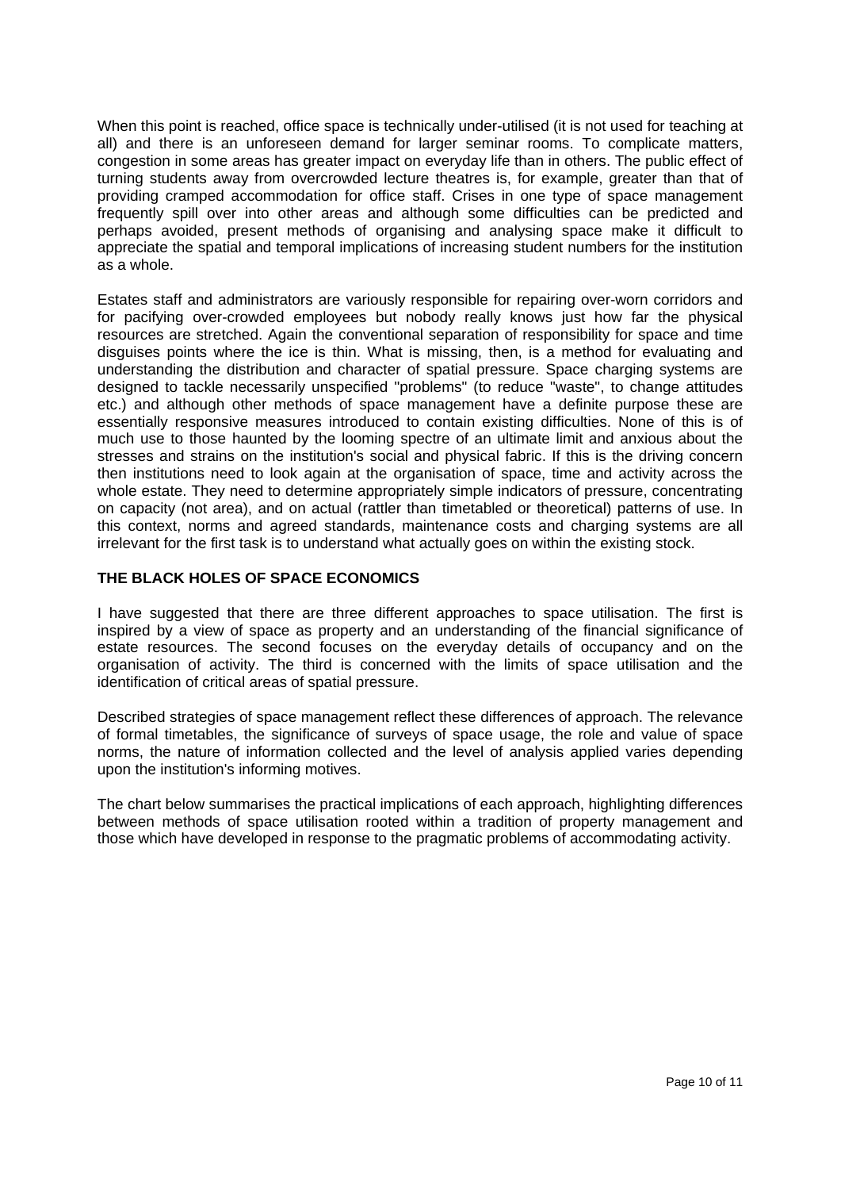When this point is reached, office space is technically under-utilised (it is not used for teaching at all) and there is an unforeseen demand for larger seminar rooms. To complicate matters, congestion in some areas has greater impact on everyday life than in others. The public effect of turning students away from overcrowded lecture theatres is, for example, greater than that of providing cramped accommodation for office staff. Crises in one type of space management frequently spill over into other areas and although some difficulties can be predicted and perhaps avoided, present methods of organising and analysing space make it difficult to appreciate the spatial and temporal implications of increasing student numbers for the institution as a whole.

Estates staff and administrators are variously responsible for repairing over-worn corridors and for pacifying over-crowded employees but nobody really knows just how far the physical resources are stretched. Again the conventional separation of responsibility for space and time disguises points where the ice is thin. What is missing, then, is a method for evaluating and understanding the distribution and character of spatial pressure. Space charging systems are designed to tackle necessarily unspecified "problems" (to reduce "waste", to change attitudes etc.) and although other methods of space management have a definite purpose these are essentially responsive measures introduced to contain existing difficulties. None of this is of much use to those haunted by the looming spectre of an ultimate limit and anxious about the stresses and strains on the institution's social and physical fabric. If this is the driving concern then institutions need to look again at the organisation of space, time and activity across the whole estate. They need to determine appropriately simple indicators of pressure, concentrating on capacity (not area), and on actual (rattler than timetabled or theoretical) patterns of use. In this context, norms and agreed standards, maintenance costs and charging systems are all irrelevant for the first task is to understand what actually goes on within the existing stock.

## THE BLACK HOLES OF SPACE ECONOMICS

I have suggested that there are three different approaches to space utilisation. The first is inspired by a view of space as property and an understanding of the financial significance of estate resources. The second focuses on the everyday details of occupancy and on the organisation of activity. The third is concerned with the limits of space utilisation and the identification of critical areas of spatial pressure.

Described strategies of space management reflect these differences of approach. The relevance of formal timetables, the significance of surveys of space usage, the role and value of space norms, the nature of information collected and the level of analysis applied varies depending upon the institution's informing motives.

The chart below summarises the practical implications of each approach, highlighting differences between methods of space utilisation rooted within a tradition of property management and those which have developed in response to the pragmatic problems of accommodating activity.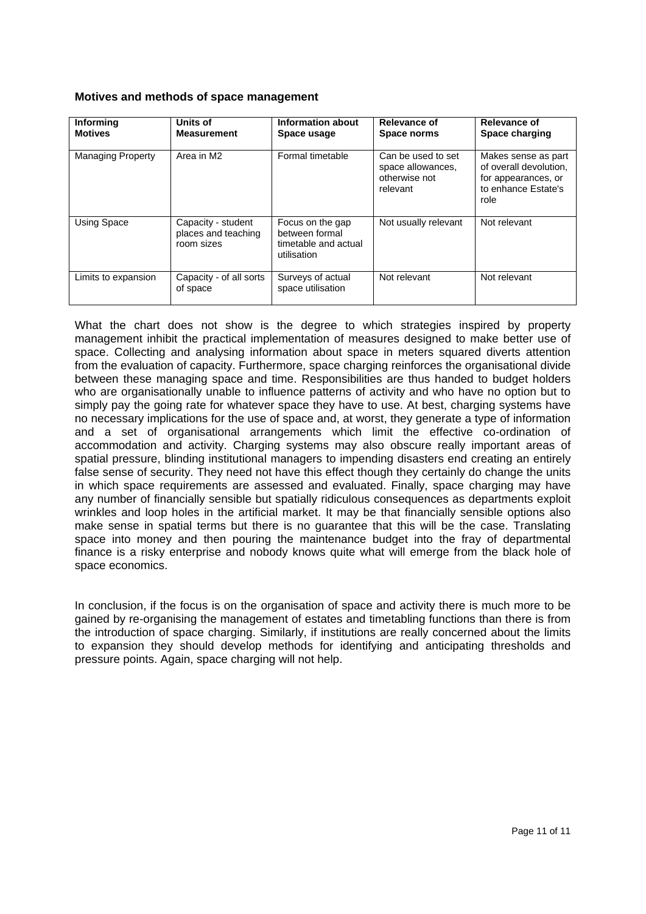**Motives and methods of space management**

| **Informing Motives** | **Units of Measurement** | **Information about Space usage** | **Relevance of Space norms** | **Relevance of Space charging** |
| --- | --- | --- | --- | --- |
| Managing Property | Area in M2 | Formal timetable | Can be used to set space allowances, otherwise not relevant | Makes sense as part of overall devolution, for appearances, or to enhance Estate's role |
| Using Space | Capacity - student places and teaching room sizes | Focus on the gap between formal timetable and actual utilisation | Not usually relevant | Not relevant |
| Limits to expansion | Capacity - of all sorts of space | Surveys of actual space utilisation | Not relevant | Not relevant |

What the chart does not show is the degree to which strategies inspired by property management inhibit the practical implementation of measures designed to make better use of space. Collecting and analysing information about space in meters squared diverts attention from the evaluation of capacity. Furthermore, space charging reinforces the organisational divide between these managing space and time. Responsibilities are thus handed to budget holders who are organisationally unable to influence patterns of activity and who have no option but to simply pay the going rate for whatever space they have to use. At best, charging systems have no necessary implications for the use of space and, at worst, they generate a type of information and a set of organisational arrangements which limit the effective co-ordination of accommodation and activity. Charging systems may also obscure really important areas of spatial pressure, blinding institutional managers to impending disasters end creating an entirely false sense of security. They need not have this effect though they certainly do change the units in which space requirements are assessed and evaluated. Finally, space charging may have any number of financially sensible but spatially ridiculous consequences as departments exploit wrinkles and loop holes in the artificial market. It may be that financially sensible options also make sense in spatial terms but there is no guarantee that this will be the case. Translating space into money and then pouring the maintenance budget into the fray of departmental finance is a risky enterprise and nobody knows quite what will emerge from the black hole of space economics.

In conclusion, if the focus is on the organisation of space and activity there is much more to be gained by re-organising the management of estates and timetabling functions than there is from the introduction of space charging. Similarly, if institutions are really concerned about the limits to expansion they should develop methods for identifying and anticipating thresholds and pressure points. Again, space charging will not help.